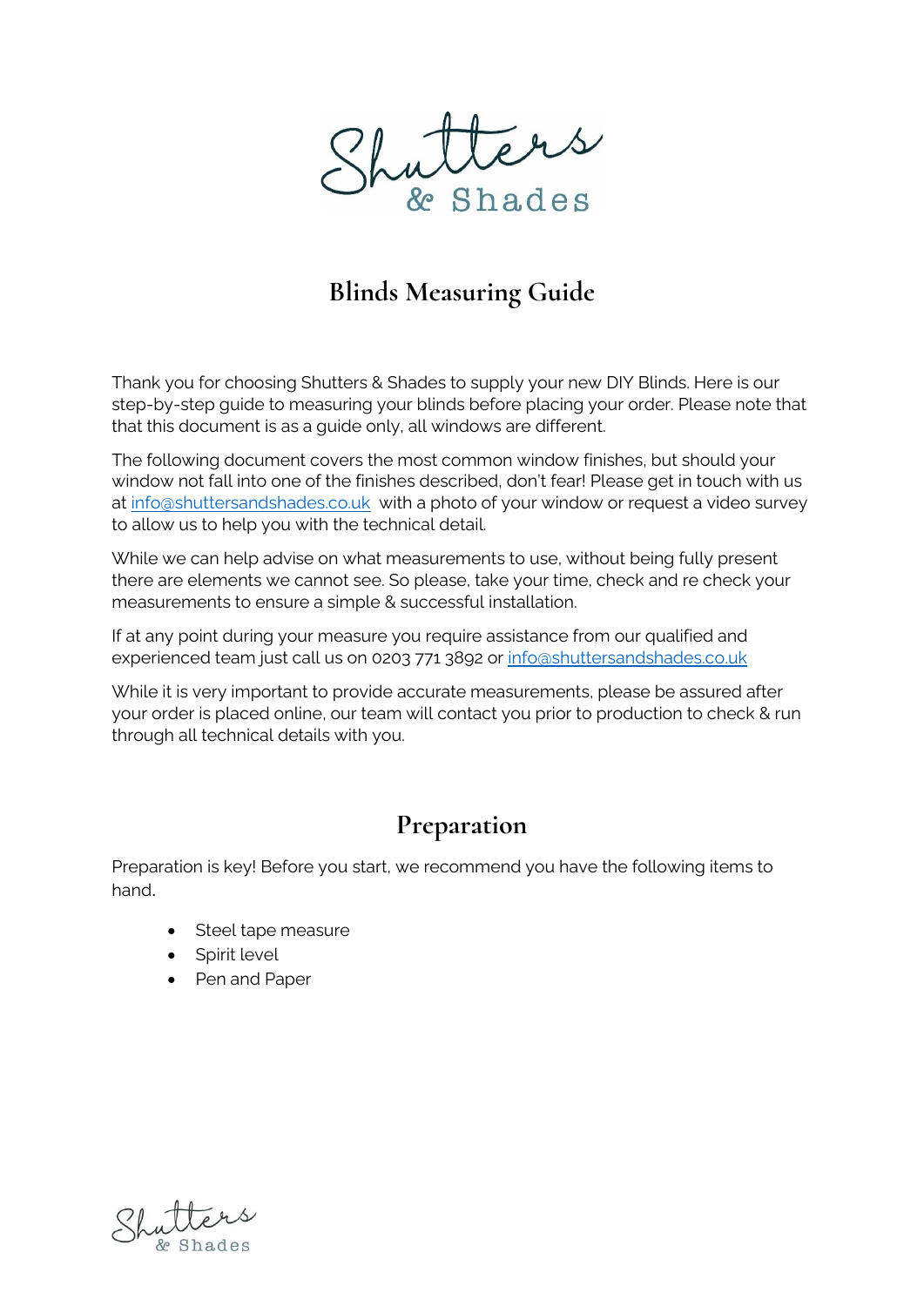# Blinds Measuring Guide

Thank you for choosing Shutters & Shades to supply your new DIY Blinds. Here is our step-by-step guide to measuring your blinds before placing your order. Please note that that this document is as a guide only, all windows are different.

The following document covers the most common window finishes, but should your window not fall into one of the finishes described, don't fear! Please get in touch with us at info@shuttersandshades.co.uk with a photo of your window or request a video survey to allow us to help you with the technical detail.

While we can help advise on what measurements to use, without being fully present there are elements we cannot see. So please, take your time, check and re check your measurements to ensure a simple & successful installation.

If at any point during your measure you require assistance from our qualified and experienced team just call us on 0203 771 3892 or info@shuttersandshades.co.uk

While it is very important to provide accurate measurements, please be assured after your order is placed online, our team will contact you prior to production to check & run through all technical details with you.

## Preparation

Preparation is key! Before you start, we recommend you have the following items to hand.

- Steel tape measure
- Spirit level
- Pen and Paper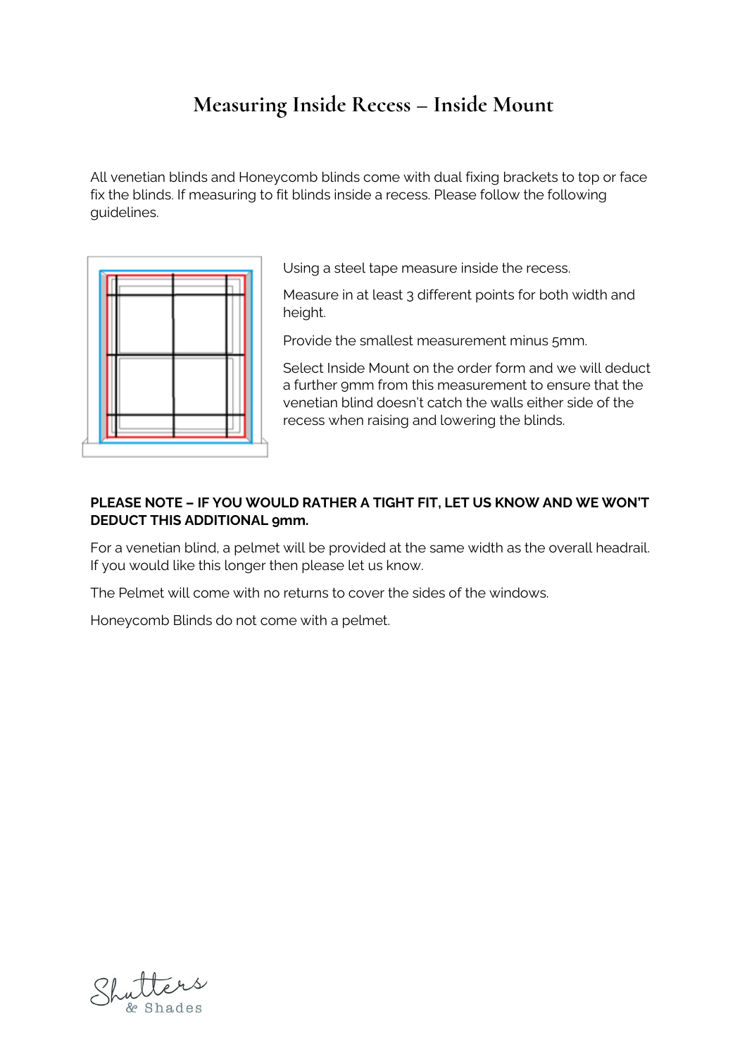# Measuring Inside Recess – Inside Mount

All venetian blinds and Honeycomb blinds come with dual fixing brackets to top or face fix the blinds. If measuring to fit blinds inside a recess. Please follow the following guidelines.

Using a steel tape measure inside the recess.

Measure in at least 3 different points for both width and height.

Provide the smallest measurement minus 5mm.

Select Inside Mount on the order form and we will deduct a further 9mm from this measurement to ensure that the venetian blind doesn't catch the walls either side of the recess when raising and lowering the blinds.

**PLEASE NOTE – IF YOU WOULD RATHER A TIGHT FIT, LET US KNOW AND WE WON'T DEDUCT THIS ADDITIONAL 9mm.**

For a venetian blind, a pelmet will be provided at the same width as the overall headrail. If you would like this longer then please let us know.

The Pelmet will come with no returns to cover the sides of the windows.

Honeycomb Blinds do not come with a pelmet.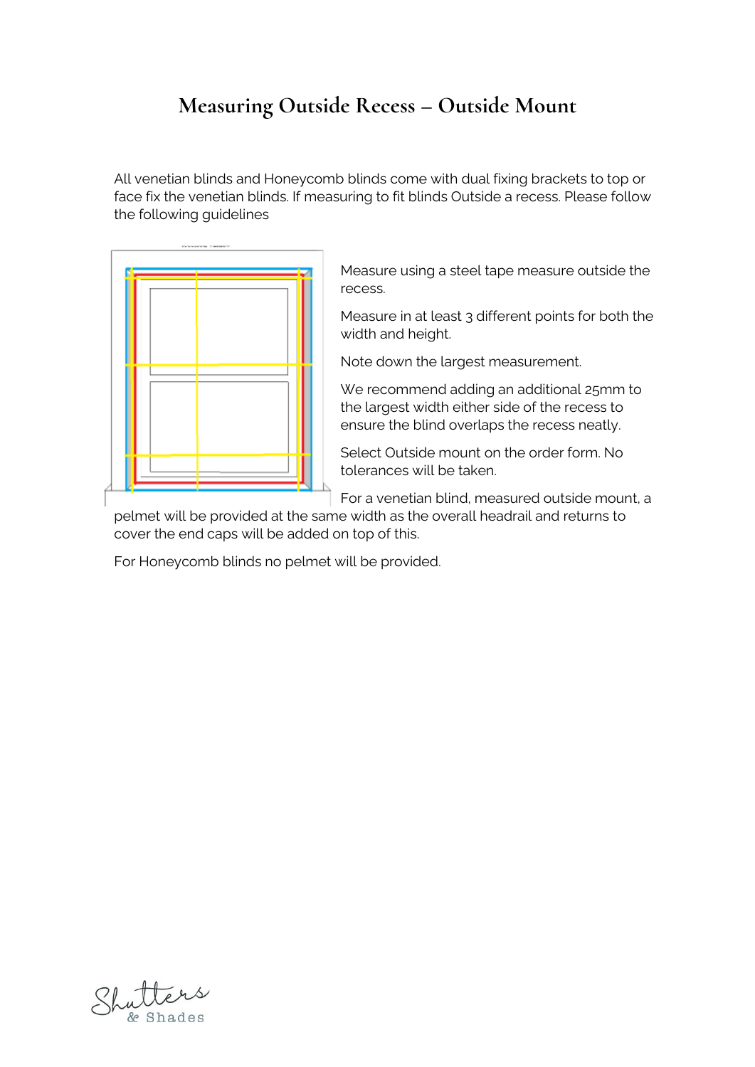# Measuring Outside Recess – Outside Mount

All venetian blinds and Honeycomb blinds come with dual fixing brackets to top or face fix the venetian blinds. If measuring to fit blinds Outside a recess. Please follow the following guidelines

Measure using a steel tape measure outside the recess.

Measure in at least 3 different points for both the width and height.

Note down the largest measurement.

We recommend adding an additional 25mm to the largest width either side of the recess to ensure the blind overlaps the recess neatly.

Select Outside mount on the order form. No tolerances will be taken.

For a venetian blind, measured outside mount, a pelmet will be provided at the same width as the overall headrail and returns to cover the end caps will be added on top of this.

For Honeycomb blinds no pelmet will be provided.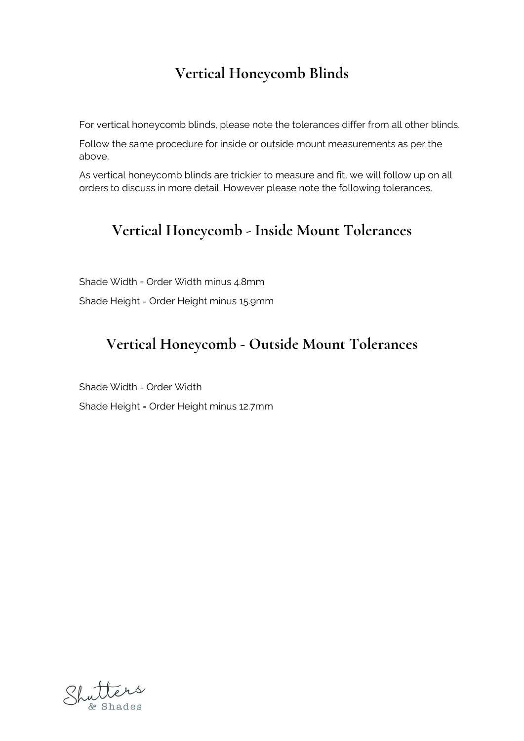## Vertical Honeycomb Blinds

For vertical honeycomb blinds, please note the tolerances differ from all other blinds.

Follow the same procedure for inside or outside mount measurements as per the above.

As vertical honeycomb blinds are trickier to measure and fit, we will follow up on all orders to discuss in more detail. However please note the following tolerances.

## Vertical Honeycomb - Inside Mount Tolerances

Shade Width = Order Width minus 4.8mm

Shade Height = Order Height minus 15.9mm

## Vertical Honeycomb - Outside Mount Tolerances

Shade Width = Order Width

Shade Height = Order Height minus 12.7mm